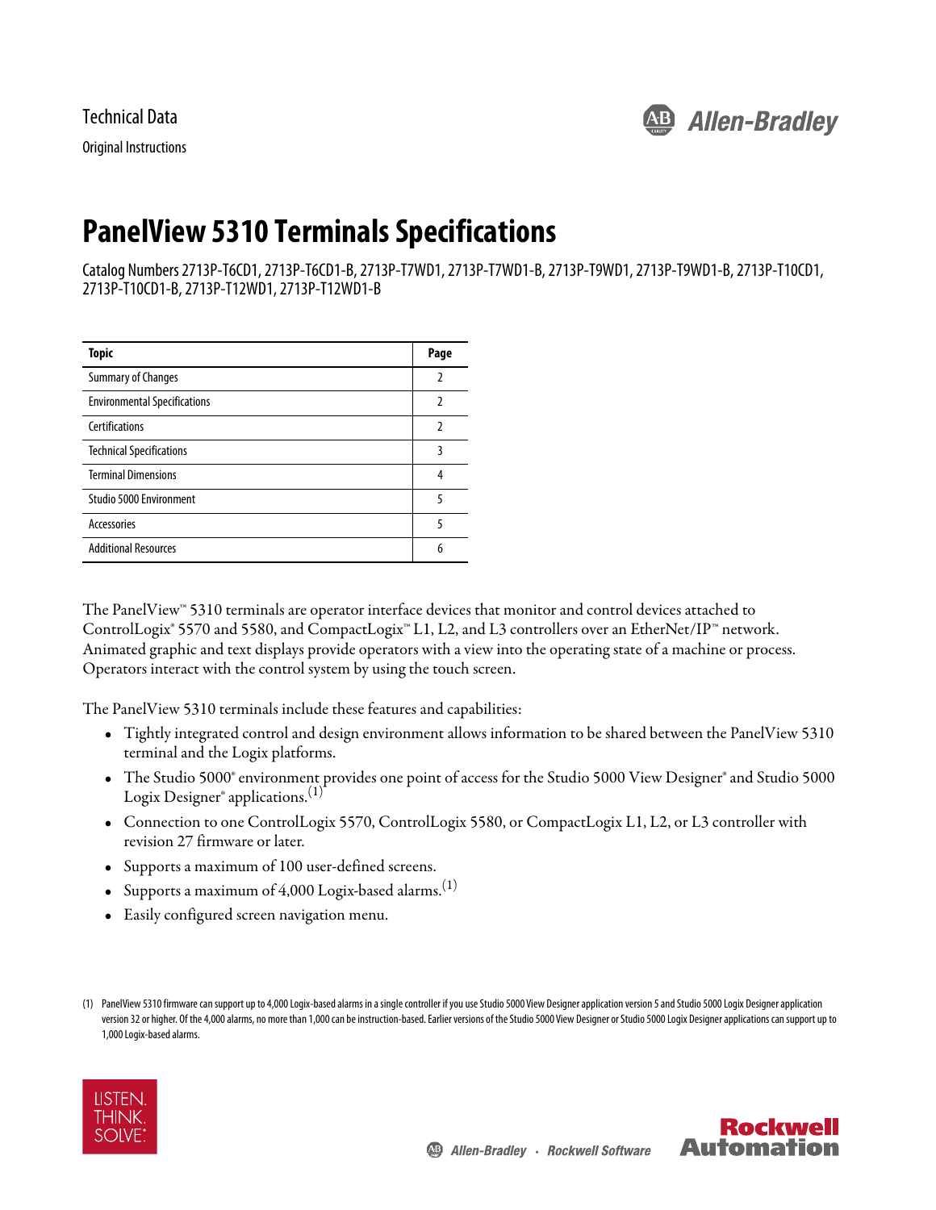Technical Data

Original Instructions

# PanelView 5310 Terminals Specifications

Catalog Numbers 2713P-T6CD1, 2713P-T6CD1-B, 2713P-T7WD1, 2713P-T7WD1-B, 2713P-T9WD1, 2713P-T9WD1-B, 2713P-T10CD1, 2713P-T10CD1-B, 2713P-T12WD1, 2713P-T12WD1-B

| Topic | Page |
|---|---|
| Summary of Changes | 2 |
| Environmental Specifications | 2 |
| Certifications | 2 |
| Technical Specifications | 3 |
| Terminal Dimensions | 4 |
| Studio 5000 Environment | 5 |
| Accessories | 5 |
| Additional Resources | 6 |

The PanelView™ 5310 terminals are operator interface devices that monitor and control devices attached to ControlLogix® 5570 and 5580, and CompactLogix™ L1, L2, and L3 controllers over an EtherNet/IP™ network. Animated graphic and text displays provide operators with a view into the operating state of a machine or process. Operators interact with the control system by using the touch screen.

The PanelView 5310 terminals include these features and capabilities:

- Tightly integrated control and design environment allows information to be shared between the PanelView 5310 terminal and the Logix platforms.
- The Studio 5000® environment provides one point of access for the Studio 5000 View Designer® and Studio 5000 Logix Designer® applications.(1)
- Connection to one ControlLogix 5570, ControlLogix 5580, or CompactLogix L1, L2, or L3 controller with revision 27 firmware or later.
- Supports a maximum of 100 user-defined screens.
- Supports a maximum of 4,000 Logix-based alarms.(1)
- Easily configured screen navigation menu.

(1) PanelView 5310 firmware can support up to 4,000 Logix-based alarms in a single controller if you use Studio 5000 View Designer application version 5 and Studio 5000 Logix Designer application version 32 or higher. Of the 4,000 alarms, no more than 1,000 can be instruction-based. Earlier versions of the Studio 5000 View Designer or Studio 5000 Logix Designer applications can support up to 1,000 Logix-based alarms.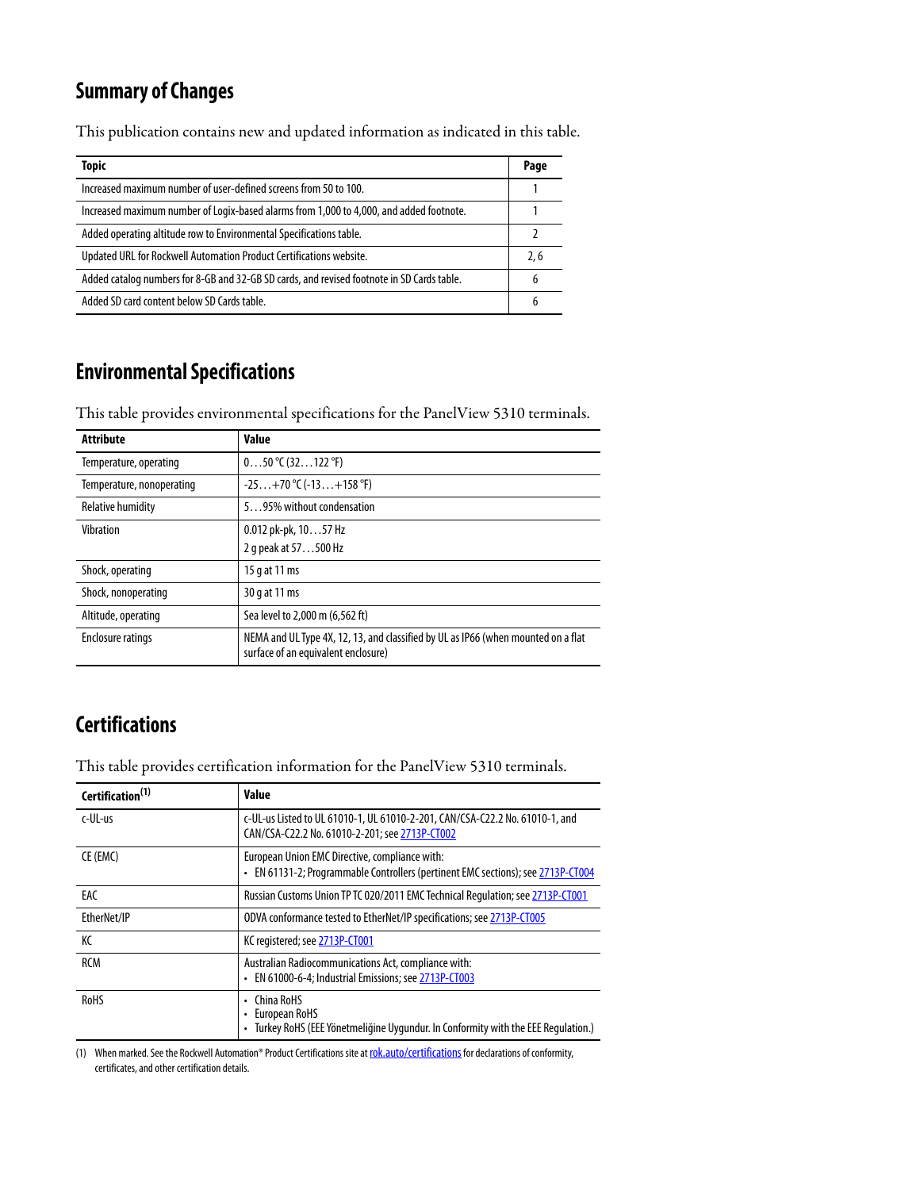## Summary of Changes

This publication contains new and updated information as indicated in this table.

| Topic | Page |
|---|---|
| Increased maximum number of user-defined screens from 50 to 100. | 1 |
| Increased maximum number of Logix-based alarms from 1,000 to 4,000, and added footnote. | 1 |
| Added operating altitude row to Environmental Specifications table. | 2 |
| Updated URL for Rockwell Automation Product Certifications website. | 2, 6 |
| Added catalog numbers for 8-GB and 32-GB SD cards, and revised footnote in SD Cards table. | 6 |
| Added SD card content below SD Cards table. | 6 |

## Environmental Specifications

This table provides environmental specifications for the PanelView 5310 terminals.

| Attribute | Value |
|---|---|
| Temperature, operating | 0…50 °C (32…122 °F) |
| Temperature, nonoperating | -25…+70 °C (-13…+158 °F) |
| Relative humidity | 5…95% without condensation |
| Vibration | 0.012 pk-pk, 10…57 Hz<br>2 g peak at 57…500 Hz |
| Shock, operating | 15 g at 11 ms |
| Shock, nonoperating | 30 g at 11 ms |
| Altitude, operating | Sea level to 2,000 m (6,562 ft) |
| Enclosure ratings | NEMA and UL Type 4X, 12, 13, and classified by UL as IP66 (when mounted on a flat surface of an equivalent enclosure) |

## Certifications

This table provides certification information for the PanelView 5310 terminals.

| Certification[1] | Value |
|---|---|
| c-UL-us | c-UL-us Listed to UL 61010-1, UL 61010-2-201, CAN/CSA-C22.2 No. 61010-1, and CAN/CSA-C22.2 No. 61010-2-201; see 2713P-CT002 |
| CE (EMC) | European Union EMC Directive, compliance with:<br>• EN 61131-2; Programmable Controllers (pertinent EMC sections); see 2713P-CT004 |
| EAC | Russian Customs Union TP TC 020/2011 EMC Technical Regulation; see 2713P-CT001 |
| EtherNet/IP | ODVA conformance tested to EtherNet/IP specifications; see 2713P-CT005 |
| KC | KC registered; see 2713P-CT001 |
| RCM | Australian Radiocommunications Act, compliance with:<br>• EN 61000-6-4; Industrial Emissions; see 2713P-CT003 |
| RoHS | • China RoHS<br>• European RoHS<br>• Turkey RoHS (EEE Yönetmeliğine Uygundur. In Conformity with the EEE Regulation.) |

(1) When marked. See the Rockwell Automation® Product Certifications site at rok.auto/certifications for declarations of conformity, certificates, and other certification details.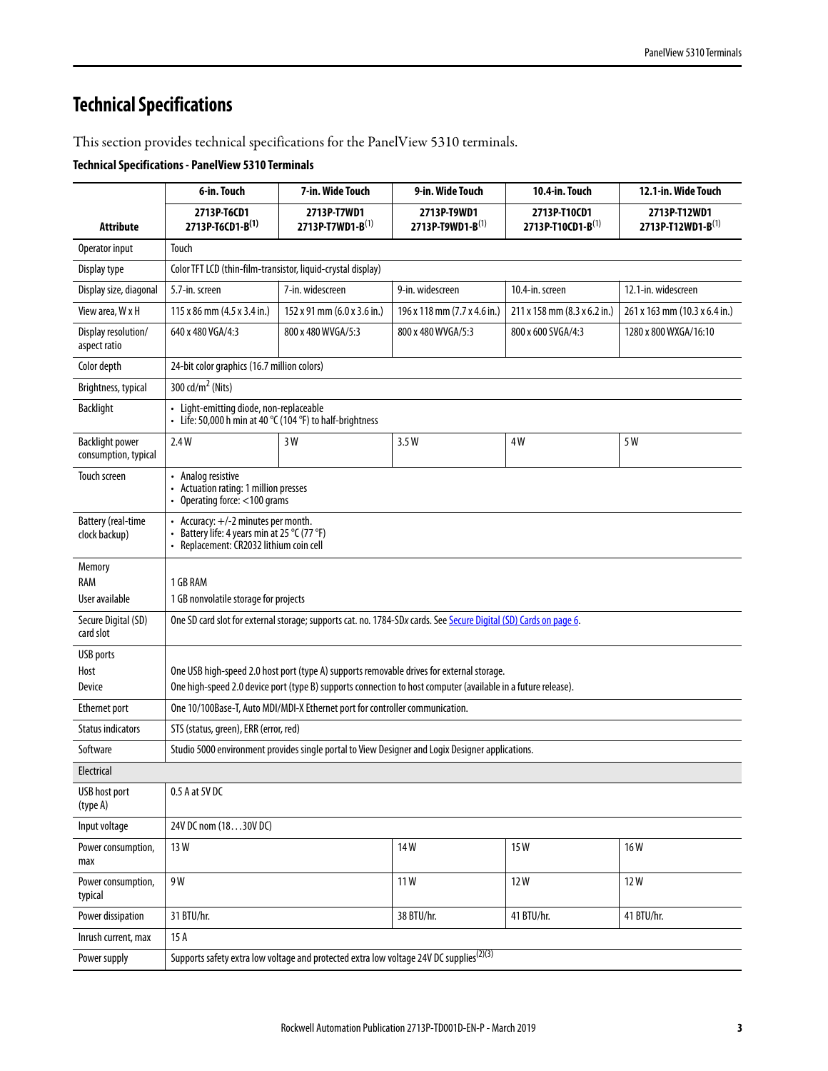# Technical Specifications

This section provides technical specifications for the PanelView 5310 terminals.

**Technical Specifications - PanelView 5310 Terminals**

| Attribute | 6-in. Touch<br>2713P-T6CD1<br>2713P-T6CD1-B(1) | 7-in. Wide Touch<br>2713P-T7WD1<br>2713P-T7WD1-B(1) | 9-in. Wide Touch<br>2713P-T9WD1<br>2713P-T9WD1-B(1) | 10.4-in. Touch<br>2713P-T10CD1<br>2713P-T10CD1-B(1) | 12.1-in. Wide Touch<br>2713P-T12WD1<br>2713P-T12WD1-B(1) |
|---|---|---|---|---|---|
| Operator input | Touch | | | | |
| Display type | Color TFT LCD (thin-film-transistor, liquid-crystal display) | | | | |
| Display size, diagonal | 5.7-in. screen | 7-in. widescreen | 9-in. widescreen | 10.4-in. screen | 12.1-in. widescreen |
| View area, W x H | 115 x 86 mm (4.5 x 3.4 in.) | 152 x 91 mm (6.0 x 3.6 in.) | 196 x 118 mm (7.7 x 4.6 in.) | 211 x 158 mm (8.3 x 6.2 in.) | 261 x 163 mm (10.3 x 6.4 in.) |
| Display resolution/ aspect ratio | 640 x 480 VGA/4:3 | 800 x 480 WVGA/5:3 | 800 x 480 WVGA/5:3 | 800 x 600 SVGA/4:3 | 1280 x 800 WXGA/16:10 |
| Color depth | 24-bit color graphics (16.7 million colors) | | | | |
| Brightness, typical | 300 cd/m² (Nits) | | | | |
| Backlight | • Light-emitting diode, non-replaceable<br>• Life: 50,000 h min at 40 °C (104 °F) to half-brightness | | | | |
| Backlight power consumption, typical | 2.4 W | 3 W | 3.5 W | 4 W | 5 W |
| Touch screen | • Analog resistive<br>• Actuation rating: 1 million presses<br>• Operating force: <100 grams | | | | |
| Battery (real-time clock backup) | • Accuracy: +/-2 minutes per month.<br>• Battery life: 4 years min at 25 °C (77 °F)<br>• Replacement: CR2032 lithium coin cell | | | | |
| Memory<br>RAM<br>User available | <br>1 GB RAM<br>1 GB nonvolatile storage for projects | | | | |
| Secure Digital (SD) card slot | One SD card slot for external storage; supports cat. no. 1784-SD*x* cards. See Secure Digital (SD) Cards on page 6. | | | | |
| USB ports<br>Host<br>Device | <br>One USB high-speed 2.0 host port (type A) supports removable drives for external storage.<br>One high-speed 2.0 device port (type B) supports connection to host computer (available in a future release). | | | | |
| Ethernet port | One 10/100Base-T, Auto MDI/MDI-X Ethernet port for controller communication. | | | | |
| Status indicators | STS (status, green), ERR (error, red) | | | | |
| Software | Studio 5000 environment provides single portal to View Designer and Logix Designer applications. | | | | |
| **Electrical** | | | | | |
| USB host port (type A) | 0.5 A at 5V DC | | | | |
| Input voltage | 24V DC nom (18…30V DC) | | | | |
| Power consumption, max | 13 W | | 14 W | 15 W | 16 W |
| Power consumption, typical | 9 W | | 11 W | 12 W | 12 W |
| Power dissipation | 31 BTU/hr. | | 38 BTU/hr. | 41 BTU/hr. | 41 BTU/hr. |
| Inrush current, max | 15 A | | | | |
| Power supply | Supports safety extra low voltage and protected extra low voltage 24V DC supplies(2)(3) | | | | |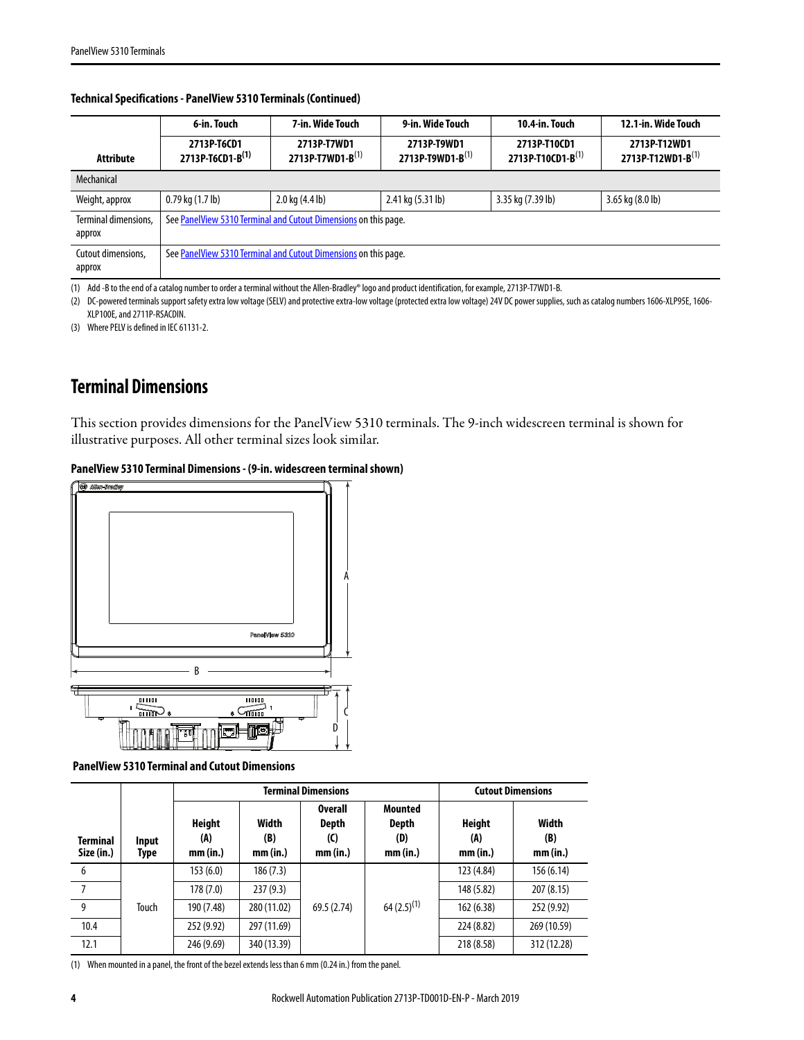**Technical Specifications - PanelView 5310 Terminals (Continued)**

| Attribute | 6-in. Touch<br>2713P-T6CD1<br>2713P-T6CD1-B(1) | 7-in. Wide Touch<br>2713P-T7WD1<br>2713P-T7WD1-B(1) | 9-in. Wide Touch<br>2713P-T9WD1<br>2713P-T9WD1-B(1) | 10.4-in. Touch<br>2713P-T10CD1<br>2713P-T10CD1-B(1) | 12.1-in. Wide Touch<br>2713P-T12WD1<br>2713P-T12WD1-B(1) |
|---|---|---|---|---|---|
| Mechanical | | | | | |
| Weight, approx | 0.79 kg (1.7 lb) | 2.0 kg (4.4 lb) | 2.41 kg (5.31 lb) | 3.35 kg (7.39 lb) | 3.65 kg (8.0 lb) |
| Terminal dimensions, approx | See PanelView 5310 Terminal and Cutout Dimensions on this page. | | | | |
| Cutout dimensions, approx | See PanelView 5310 Terminal and Cutout Dimensions on this page. | | | | |

(1) Add -B to the end of a catalog number to order a terminal without the Allen-Bradley® logo and product identification, for example, 2713P-T7WD1-B.

(2) DC-powered terminals support safety extra low voltage (SELV) and protective extra-low voltage (protected extra low voltage) 24V DC power supplies, such as catalog numbers 1606-XLP95E, 1606-XLP100E, and 2711P-RSACDIN.

(3) Where PELV is defined in IEC 61131-2.

## Terminal Dimensions

This section provides dimensions for the PanelView 5310 terminals. The 9-inch widescreen terminal is shown for illustrative purposes. All other terminal sizes look similar.

**PanelView 5310 Terminal Dimensions - (9-in. widescreen terminal shown)**

**PanelView 5310 Terminal and Cutout Dimensions**

| Terminal Size (in.) | Input Type | Terminal Dimensions | | | | Cutout Dimensions | |
|---|---|---|---|---|---|---|---|
| | | Height (A) mm (in.) | Width (B) mm (in.) | Overall Depth (C) mm (in.) | Mounted Depth (D) mm (in.) | Height (A) mm (in.) | Width (B) mm (in.) |
| 6 | Touch | 153 (6.0) | 186 (7.3) | 69.5 (2.74) | 64 (2.5)(1) | 123 (4.84) | 156 (6.14) |
| 7 | | 178 (7.0) | 237 (9.3) | | | 148 (5.82) | 207 (8.15) |
| 9 | | 190 (7.48) | 280 (11.02) | | | 162 (6.38) | 252 (9.92) |
| 10.4 | | 252 (9.92) | 297 (11.69) | | | 224 (8.82) | 269 (10.59) |
| 12.1 | | 246 (9.69) | 340 (13.39) | | | 218 (8.58) | 312 (12.28) |

(1) When mounted in a panel, the front of the bezel extends less than 6 mm (0.24 in.) from the panel.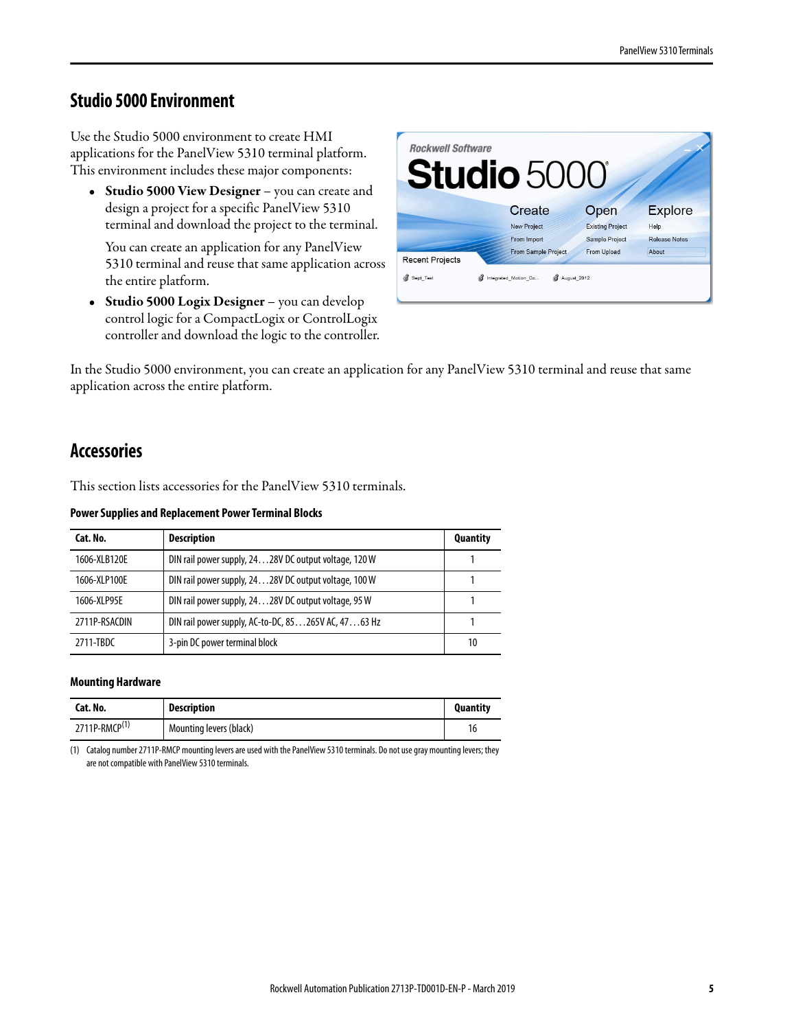## Studio 5000 Environment

Use the Studio 5000 environment to create HMI applications for the PanelView 5310 terminal platform. This environment includes these major components:

- **Studio 5000 View Designer** – you can create and design a project for a specific PanelView 5310 terminal and download the project to the terminal.

  You can create an application for any PanelView 5310 terminal and reuse that same application across the entire platform.

- **Studio 5000 Logix Designer** – you can develop control logic for a CompactLogix or ControlLogix controller and download the logic to the controller.

In the Studio 5000 environment, you can create an application for any PanelView 5310 terminal and reuse that same application across the entire platform.

## Accessories

This section lists accessories for the PanelView 5310 terminals.

**Power Supplies and Replacement Power Terminal Blocks**

| Cat. No. | Description | Quantity |
| --- | --- | --- |
| 1606-XLB120E | DIN rail power supply, 24…28V DC output voltage, 120 W | 1 |
| 1606-XLP100E | DIN rail power supply, 24…28V DC output voltage, 100 W | 1 |
| 1606-XLP95E | DIN rail power supply, 24…28V DC output voltage, 95 W | 1 |
| 2711P-RSACDIN | DIN rail power supply, AC-to-DC, 85…265V AC, 47…63 Hz | 1 |
| 2711-TBDC | 3-pin DC power terminal block | 10 |

**Mounting Hardware**

| Cat. No. | Description | Quantity |
| --- | --- | --- |
| 2711P-RMCP(1) | Mounting levers (black) | 16 |

(1) Catalog number 2711P-RMCP mounting levers are used with the PanelView 5310 terminals. Do not use gray mounting levers; they are not compatible with PanelView 5310 terminals.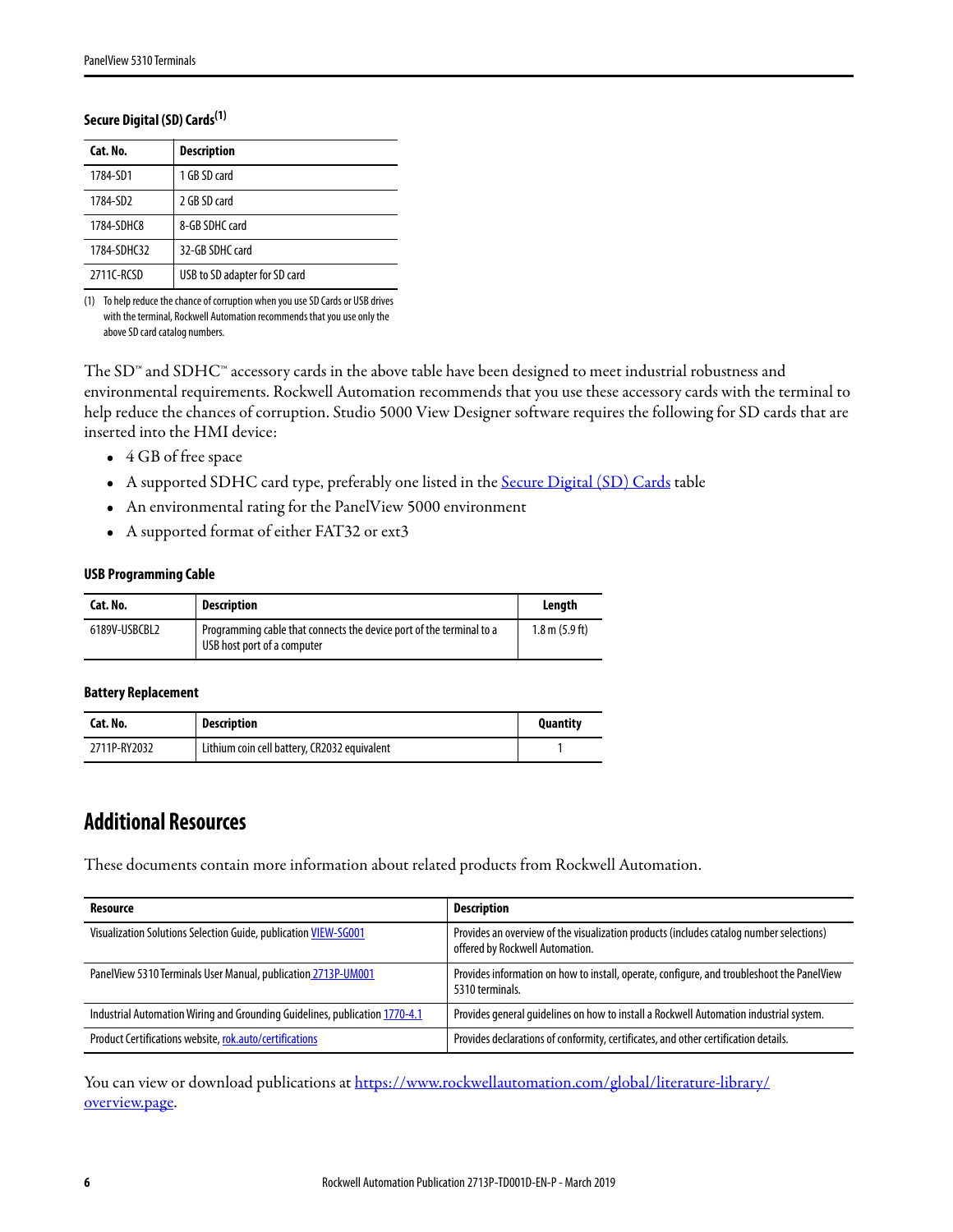### Secure Digital (SD) Cards[1]

| Cat. No. | Description |
|---|---|
| 1784-SD1 | 1 GB SD card |
| 1784-SD2 | 2 GB SD card |
| 1784-SDHC8 | 8-GB SDHC card |
| 1784-SDHC32 | 32-GB SDHC card |
| 2711C-RCSD | USB to SD adapter for SD card |

(1) To help reduce the chance of corruption when you use SD Cards or USB drives with the terminal, Rockwell Automation recommends that you use only the above SD card catalog numbers.

The SD™ and SDHC™ accessory cards in the above table have been designed to meet industrial robustness and environmental requirements. Rockwell Automation recommends that you use these accessory cards with the terminal to help reduce the chances of corruption. Studio 5000 View Designer software requires the following for SD cards that are inserted into the HMI device:

- 4 GB of free space
- A supported SDHC card type, preferably one listed in the Secure Digital (SD) Cards table
- An environmental rating for the PanelView 5000 environment
- A supported format of either FAT32 or ext3

### USB Programming Cable

| Cat. No. | Description | Length |
|---|---|---|
| 6189V-USBCBL2 | Programming cable that connects the device port of the terminal to a USB host port of a computer | 1.8 m (5.9 ft) |

### Battery Replacement

| Cat. No. | Description | Quantity |
|---|---|---|
| 2711P-RY2032 | Lithium coin cell battery, CR2032 equivalent | 1 |

## Additional Resources

These documents contain more information about related products from Rockwell Automation.

| Resource | Description |
|---|---|
| Visualization Solutions Selection Guide, publication VIEW-SG001 | Provides an overview of the visualization products (includes catalog number selections) offered by Rockwell Automation. |
| PanelView 5310 Terminals User Manual, publication 2713P-UM001 | Provides information on how to install, operate, configure, and troubleshoot the PanelView 5310 terminals. |
| Industrial Automation Wiring and Grounding Guidelines, publication 1770-4.1 | Provides general guidelines on how to install a Rockwell Automation industrial system. |
| Product Certifications website, rok.auto/certifications | Provides declarations of conformity, certificates, and other certification details. |

You can view or download publications at https://www.rockwellautomation.com/global/literature-library/overview.page.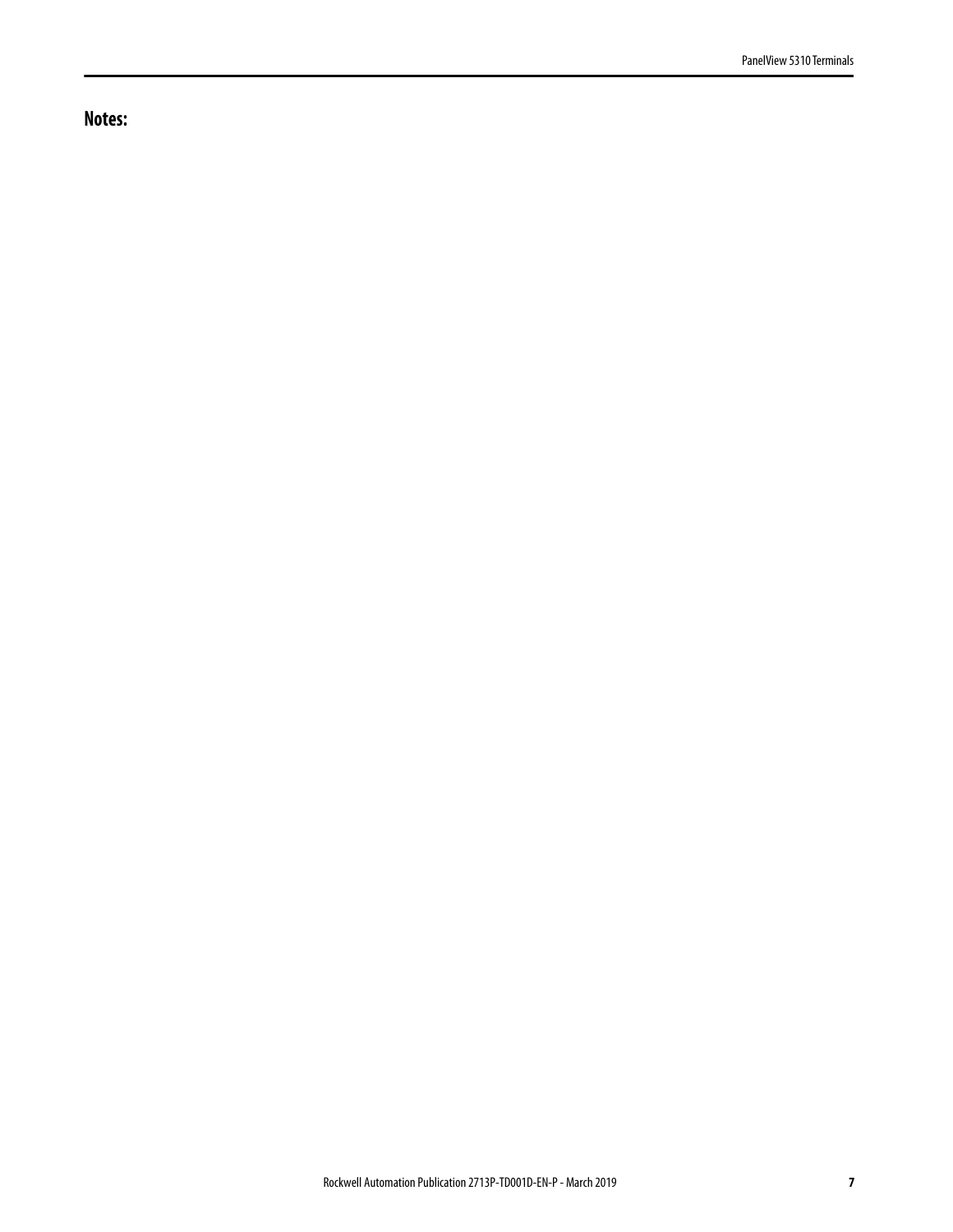**Notes:**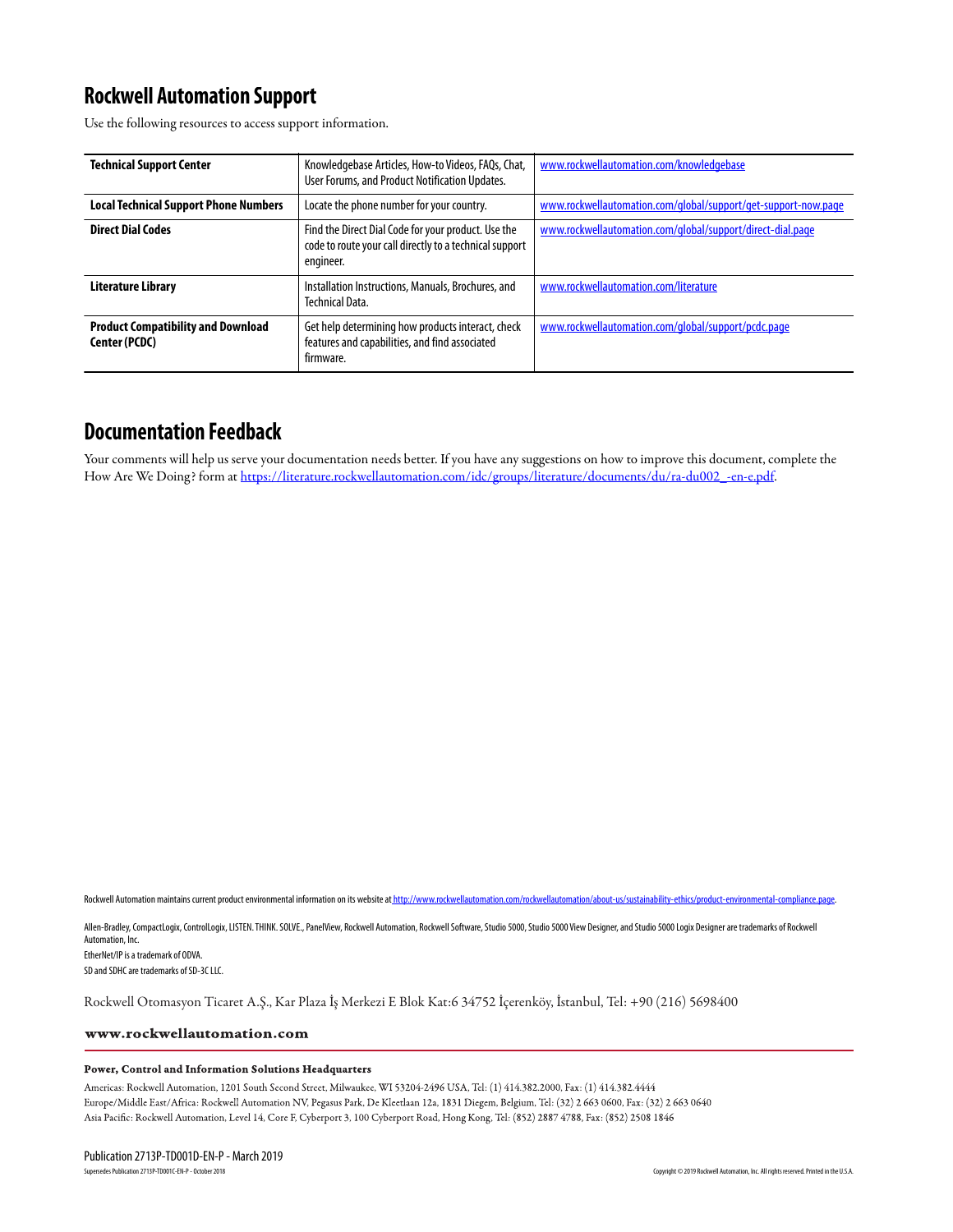## Rockwell Automation Support

Use the following resources to access support information.

| | | |
|---|---|---|
| **Technical Support Center** | Knowledgebase Articles, How-to Videos, FAQs, Chat, User Forums, and Product Notification Updates. | [www.rockwellautomation.com/knowledgebase](www.rockwellautomation.com/knowledgebase) |
| **Local Technical Support Phone Numbers** | Locate the phone number for your country. | [www.rockwellautomation.com/global/support/get-support-now.page](www.rockwellautomation.com/global/support/get-support-now.page) |
| **Direct Dial Codes** | Find the Direct Dial Code for your product. Use the code to route your call directly to a technical support engineer. | [www.rockwellautomation.com/global/support/direct-dial.page](www.rockwellautomation.com/global/support/direct-dial.page) |
| **Literature Library** | Installation Instructions, Manuals, Brochures, and Technical Data. | [www.rockwellautomation.com/literature](www.rockwellautomation.com/literature) |
| **Product Compatibility and Download Center (PCDC)** | Get help determining how products interact, check features and capabilities, and find associated firmware. | [www.rockwellautomation.com/global/support/pcdc.page](www.rockwellautomation.com/global/support/pcdc.page) |

## Documentation Feedback

Your comments will help us serve your documentation needs better. If you have any suggestions on how to improve this document, complete the How Are We Doing? form at [https://literature.rockwellautomation.com/idc/groups/literature/documents/du/ra-du002_-en-e.pdf](https://literature.rockwellautomation.com/idc/groups/literature/documents/du/ra-du002_-en-e.pdf).

Rockwell Automation maintains current product environmental information on its website at [http://www.rockwellautomation.com/rockwellautomation/about-us/sustainability-ethics/product-environmental-compliance.page](http://www.rockwellautomation.com/rockwellautomation/about-us/sustainability-ethics/product-environmental-compliance.page).

Allen-Bradley, CompactLogix, ControlLogix, LISTEN. THINK. SOLVE., PanelView, Rockwell Automation, Rockwell Software, Studio 5000, Studio 5000 View Designer, and Studio 5000 Logix Designer are trademarks of Rockwell Automation, Inc.

EtherNet/IP is a trademark of ODVA.

SD and SDHC are trademarks of SD-3C LLC.

Rockwell Otomasyon Ticaret A.Ş., Kar Plaza İş Merkezi E Blok Kat:6 34752 İçerenköy, İstanbul, Tel: +90 (216) 5698400

**www.rockwellautomation.com**

**Power, Control and Information Solutions Headquarters**

Americas: Rockwell Automation, 1201 South Second Street, Milwaukee, WI 53204-2496 USA, Tel: (1) 414.382.2000, Fax: (1) 414.382.4444
Europe/Middle East/Africa: Rockwell Automation NV, Pegasus Park, De Kleetlaan 12a, 1831 Diegem, Belgium, Tel: (32) 2 663 0600, Fax: (32) 2 663 0640
Asia Pacific: Rockwell Automation, Level 14, Core F, Cyberport 3, 100 Cyberport Road, Hong Kong, Tel: (852) 2887 4788, Fax: (852) 2508 1846

Publication 2713P-TD001D-EN-P - March 2019

Supersedes Publication 2713P-TD001C-EN-P - October 2018

Copyright © 2019 Rockwell Automation, Inc. All rights reserved. Printed in the U.S.A.